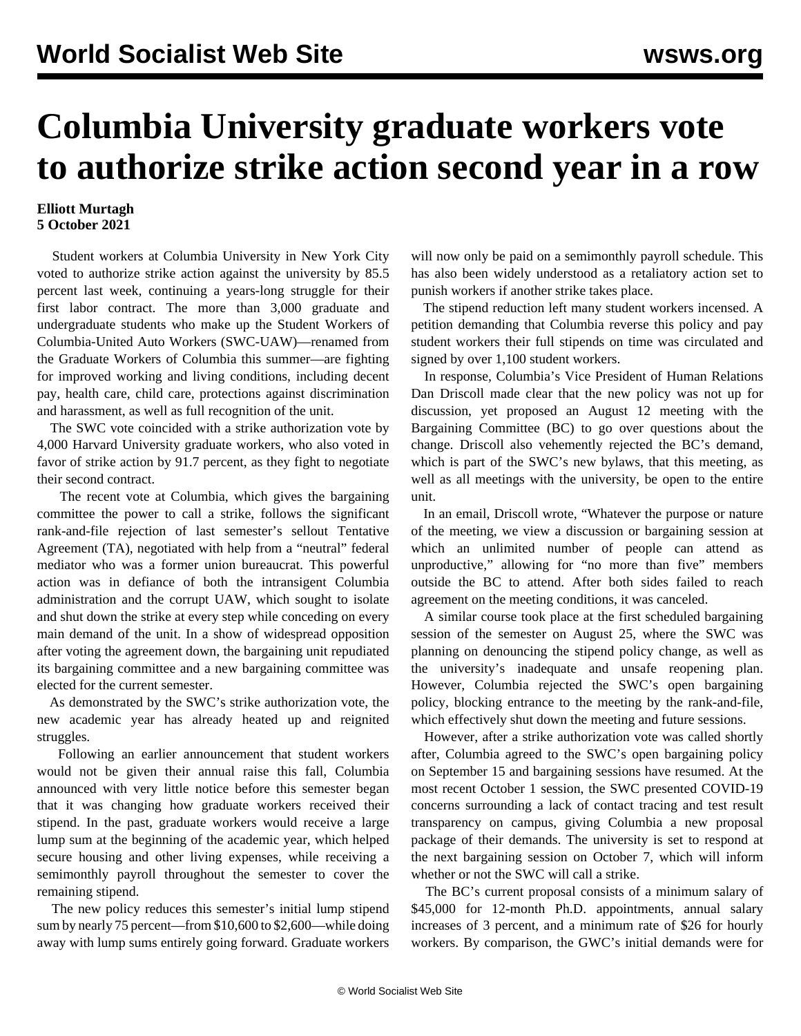# Columbia University graduate workers vote to authorize strike action second year in a row

**Elliott Murtagh**
**5 October 2021**

Student workers at Columbia University in New York City voted to authorize strike action against the university by 85.5 percent last week, continuing a years-long struggle for their first labor contract. The more than 3,000 graduate and undergraduate students who make up the Student Workers of Columbia-United Auto Workers (SWC-UAW)—renamed from the Graduate Workers of Columbia this summer—are fighting for improved working and living conditions, including decent pay, health care, child care, protections against discrimination and harassment, as well as full recognition of the unit.

The SWC vote coincided with a strike authorization vote by 4,000 Harvard University graduate workers, who also voted in favor of strike action by 91.7 percent, as they fight to negotiate their second contract.

The recent vote at Columbia, which gives the bargaining committee the power to call a strike, follows the significant rank-and-file rejection of last semester's sellout Tentative Agreement (TA), negotiated with help from a "neutral" federal mediator who was a former union bureaucrat. This powerful action was in defiance of both the intransigent Columbia administration and the corrupt UAW, which sought to isolate and shut down the strike at every step while conceding on every main demand of the unit. In a show of widespread opposition after voting the agreement down, the bargaining unit repudiated its bargaining committee and a new bargaining committee was elected for the current semester.

As demonstrated by the SWC's strike authorization vote, the new academic year has already heated up and reignited struggles.

Following an earlier announcement that student workers would not be given their annual raise this fall, Columbia announced with very little notice before this semester began that it was changing how graduate workers received their stipend. In the past, graduate workers would receive a large lump sum at the beginning of the academic year, which helped secure housing and other living expenses, while receiving a semimonthly payroll throughout the semester to cover the remaining stipend.

The new policy reduces this semester's initial lump stipend sum by nearly 75 percent—from $10,600 to $2,600—while doing away with lump sums entirely going forward. Graduate workers will now only be paid on a semimonthly payroll schedule. This has also been widely understood as a retaliatory action set to punish workers if another strike takes place.

The stipend reduction left many student workers incensed. A petition demanding that Columbia reverse this policy and pay student workers their full stipends on time was circulated and signed by over 1,100 student workers.

In response, Columbia's Vice President of Human Relations Dan Driscoll made clear that the new policy was not up for discussion, yet proposed an August 12 meeting with the Bargaining Committee (BC) to go over questions about the change. Driscoll also vehemently rejected the BC's demand, which is part of the SWC's new bylaws, that this meeting, as well as all meetings with the university, be open to the entire unit.

In an email, Driscoll wrote, "Whatever the purpose or nature of the meeting, we view a discussion or bargaining session at which an unlimited number of people can attend as unproductive," allowing for "no more than five" members outside the BC to attend. After both sides failed to reach agreement on the meeting conditions, it was canceled.

A similar course took place at the first scheduled bargaining session of the semester on August 25, where the SWC was planning on denouncing the stipend policy change, as well as the university's inadequate and unsafe reopening plan. However, Columbia rejected the SWC's open bargaining policy, blocking entrance to the meeting by the rank-and-file, which effectively shut down the meeting and future sessions.

However, after a strike authorization vote was called shortly after, Columbia agreed to the SWC's open bargaining policy on September 15 and bargaining sessions have resumed. At the most recent October 1 session, the SWC presented COVID-19 concerns surrounding a lack of contact tracing and test result transparency on campus, giving Columbia a new proposal package of their demands. The university is set to respond at the next bargaining session on October 7, which will inform whether or not the SWC will call a strike.

The BC's current proposal consists of a minimum salary of $45,000 for 12-month Ph.D. appointments, annual salary increases of 3 percent, and a minimum rate of $26 for hourly workers. By comparison, the GWC's initial demands were for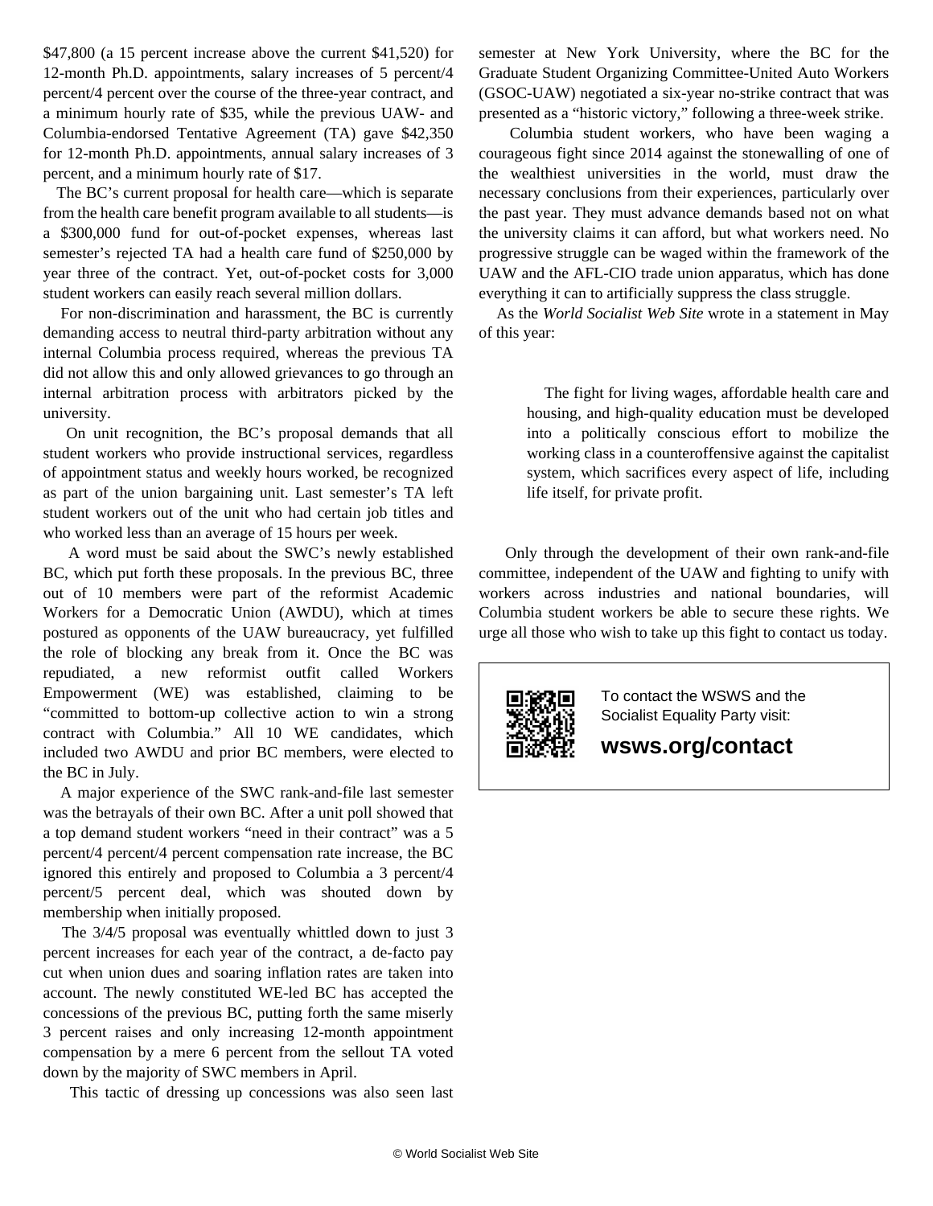$47,800 (a 15 percent increase above the current $41,520) for 12-month Ph.D. appointments, salary increases of 5 percent/4 percent/4 percent over the course of the three-year contract, and a minimum hourly rate of $35, while the previous UAW- and Columbia-endorsed Tentative Agreement (TA) gave $42,350 for 12-month Ph.D. appointments, annual salary increases of 3 percent, and a minimum hourly rate of $17.

The BC's current proposal for health care—which is separate from the health care benefit program available to all students—is a $300,000 fund for out-of-pocket expenses, whereas last semester's rejected TA had a health care fund of $250,000 by year three of the contract. Yet, out-of-pocket costs for 3,000 student workers can easily reach several million dollars.

For non-discrimination and harassment, the BC is currently demanding access to neutral third-party arbitration without any internal Columbia process required, whereas the previous TA did not allow this and only allowed grievances to go through an internal arbitration process with arbitrators picked by the university.

On unit recognition, the BC's proposal demands that all student workers who provide instructional services, regardless of appointment status and weekly hours worked, be recognized as part of the union bargaining unit. Last semester's TA left student workers out of the unit who had certain job titles and who worked less than an average of 15 hours per week.

A word must be said about the SWC's newly established BC, which put forth these proposals. In the previous BC, three out of 10 members were part of the reformist Academic Workers for a Democratic Union (AWDU), which at times postured as opponents of the UAW bureaucracy, yet fulfilled the role of blocking any break from it. Once the BC was repudiated, a new reformist outfit called Workers Empowerment (WE) was established, claiming to be "committed to bottom-up collective action to win a strong contract with Columbia." All 10 WE candidates, which included two AWDU and prior BC members, were elected to the BC in July.

A major experience of the SWC rank-and-file last semester was the betrayals of their own BC. After a unit poll showed that a top demand student workers "need in their contract" was a 5 percent/4 percent/4 percent compensation rate increase, the BC ignored this entirely and proposed to Columbia a 3 percent/4 percent/5 percent deal, which was shouted down by membership when initially proposed.

The 3/4/5 proposal was eventually whittled down to just 3 percent increases for each year of the contract, a de-facto pay cut when union dues and soaring inflation rates are taken into account. The newly constituted WE-led BC has accepted the concessions of the previous BC, putting forth the same miserly 3 percent raises and only increasing 12-month appointment compensation by a mere 6 percent from the sellout TA voted down by the majority of SWC members in April.

This tactic of dressing up concessions was also seen last semester at New York University, where the BC for the Graduate Student Organizing Committee-United Auto Workers (GSOC-UAW) negotiated a six-year no-strike contract that was presented as a "historic victory," following a three-week strike.

Columbia student workers, who have been waging a courageous fight since 2014 against the stonewalling of one of the wealthiest universities in the world, must draw the necessary conclusions from their experiences, particularly over the past year. They must advance demands based not on what the university claims it can afford, but what workers need. No progressive struggle can be waged within the framework of the UAW and the AFL-CIO trade union apparatus, which has done everything it can to artificially suppress the class struggle.

As the *World Socialist Web Site* wrote in a statement in May of this year:

> The fight for living wages, affordable health care and housing, and high-quality education must be developed into a politically conscious effort to mobilize the working class in a counteroffensive against the capitalist system, which sacrifices every aspect of life, including life itself, for private profit.

Only through the development of their own rank-and-file committee, independent of the UAW and fighting to unify with workers across industries and national boundaries, will Columbia student workers be able to secure these rights. We urge all those who wish to take up this fight to contact us today.

To contact the WSWS and the Socialist Equality Party visit:

**wsws.org/contact**